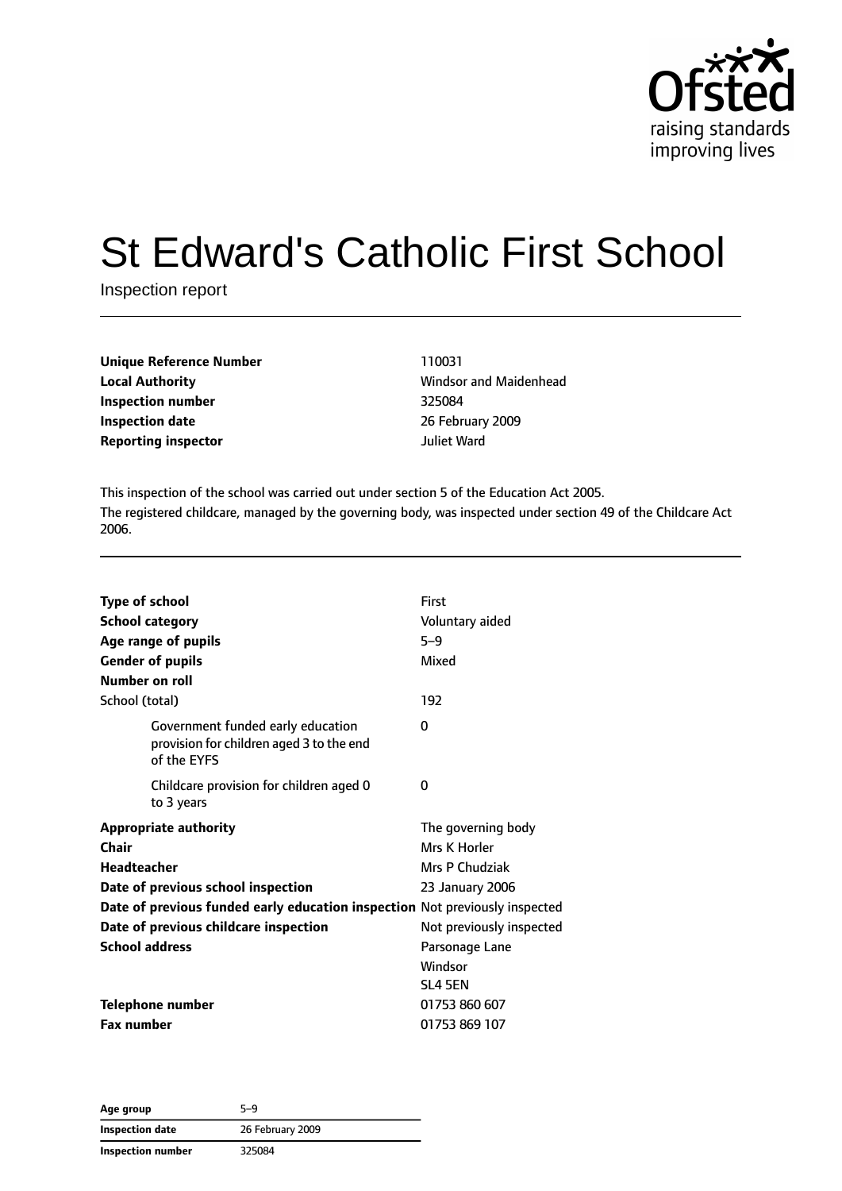Ofsted
raising standards
improving lives

# St Edward's Catholic First School

Inspection report

| | |
|---|---|
| **Unique Reference Number** | 110031 |
| **Local Authority** | Windsor and Maidenhead |
| **Inspection number** | 325084 |
| **Inspection date** | 26 February 2009 |
| **Reporting inspector** | Juliet Ward |

This inspection of the school was carried out under section 5 of the Education Act 2005.

The registered childcare, managed by the governing body, was inspected under section 49 of the Childcare Act 2006.

| | |
|---|---|
| **Type of school** | First |
| **School category** | Voluntary aided |
| **Age range of pupils** | 5–9 |
| **Gender of pupils** | Mixed |
| **Number on roll** | |
| School (total) | 192 |
| Government funded early education provision for children aged 3 to the end of the EYFS | 0 |
| Childcare provision for children aged 0 to 3 years | 0 |
| **Appropriate authority** | The governing body |
| **Chair** | Mrs K Horler |
| **Headteacher** | Mrs P Chudziak |
| **Date of previous school inspection** | 23 January 2006 |
| **Date of previous funded early education inspection** | Not previously inspected |
| **Date of previous childcare inspection** | Not previously inspected |
| **School address** | Parsonage Lane<br>Windsor<br>SL4 5EN |
| **Telephone number** | 01753 860 607 |
| **Fax number** | 01753 869 107 |

| | |
|---|---|
| **Age group** | 5–9 |
| **Inspection date** | 26 February 2009 |
| **Inspection number** | 325084 |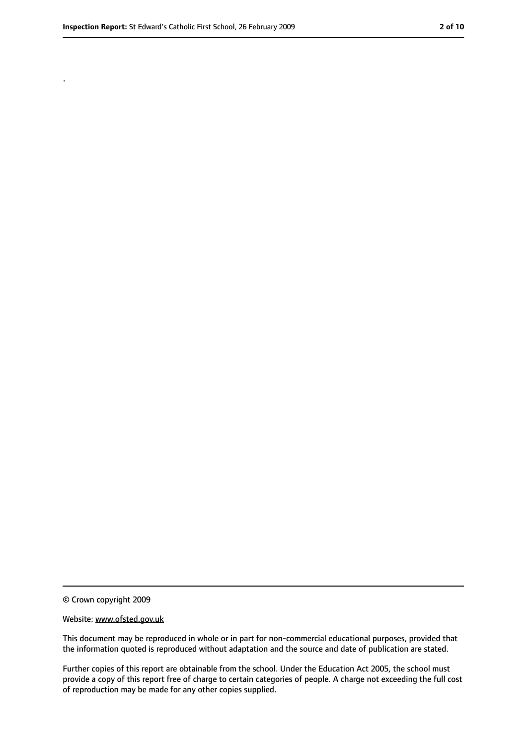.

© Crown copyright 2009

Website: www.ofsted.gov.uk

This document may be reproduced in whole or in part for non-commercial educational purposes, provided that the information quoted is reproduced without adaptation and the source and date of publication are stated.

Further copies of this report are obtainable from the school. Under the Education Act 2005, the school must provide a copy of this report free of charge to certain categories of people. A charge not exceeding the full cost of reproduction may be made for any other copies supplied.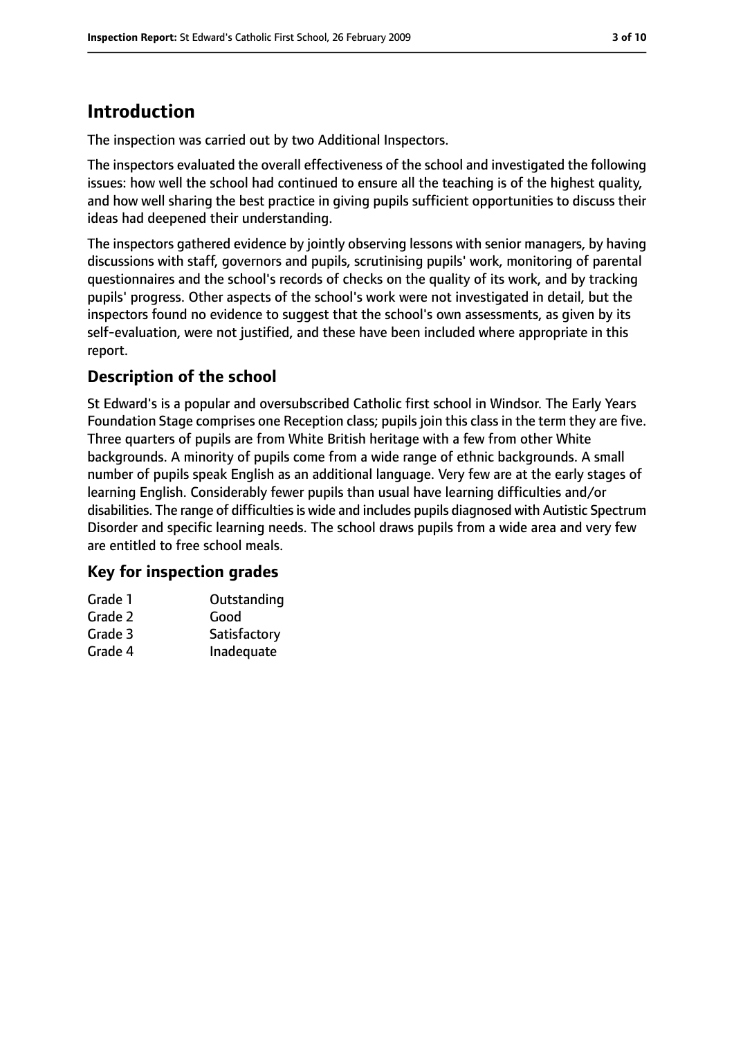## Introduction

The inspection was carried out by two Additional Inspectors.

The inspectors evaluated the overall effectiveness of the school and investigated the following issues: how well the school had continued to ensure all the teaching is of the highest quality, and how well sharing the best practice in giving pupils sufficient opportunities to discuss their ideas had deepened their understanding.

The inspectors gathered evidence by jointly observing lessons with senior managers, by having discussions with staff, governors and pupils, scrutinising pupils' work, monitoring of parental questionnaires and the school's records of checks on the quality of its work, and by tracking pupils' progress. Other aspects of the school's work were not investigated in detail, but the inspectors found no evidence to suggest that the school's own assessments, as given by its self-evaluation, were not justified, and these have been included where appropriate in this report.

### Description of the school

St Edward's is a popular and oversubscribed Catholic first school in Windsor. The Early Years Foundation Stage comprises one Reception class; pupils join this class in the term they are five. Three quarters of pupils are from White British heritage with a few from other White backgrounds. A minority of pupils come from a wide range of ethnic backgrounds. A small number of pupils speak English as an additional language. Very few are at the early stages of learning English. Considerably fewer pupils than usual have learning difficulties and/or disabilities. The range of difficulties is wide and includes pupils diagnosed with Autistic Spectrum Disorder and specific learning needs. The school draws pupils from a wide area and very few are entitled to free school meals.

### Key for inspection grades

| | |
|---|---|
| Grade 1 | Outstanding |
| Grade 2 | Good |
| Grade 3 | Satisfactory |
| Grade 4 | Inadequate |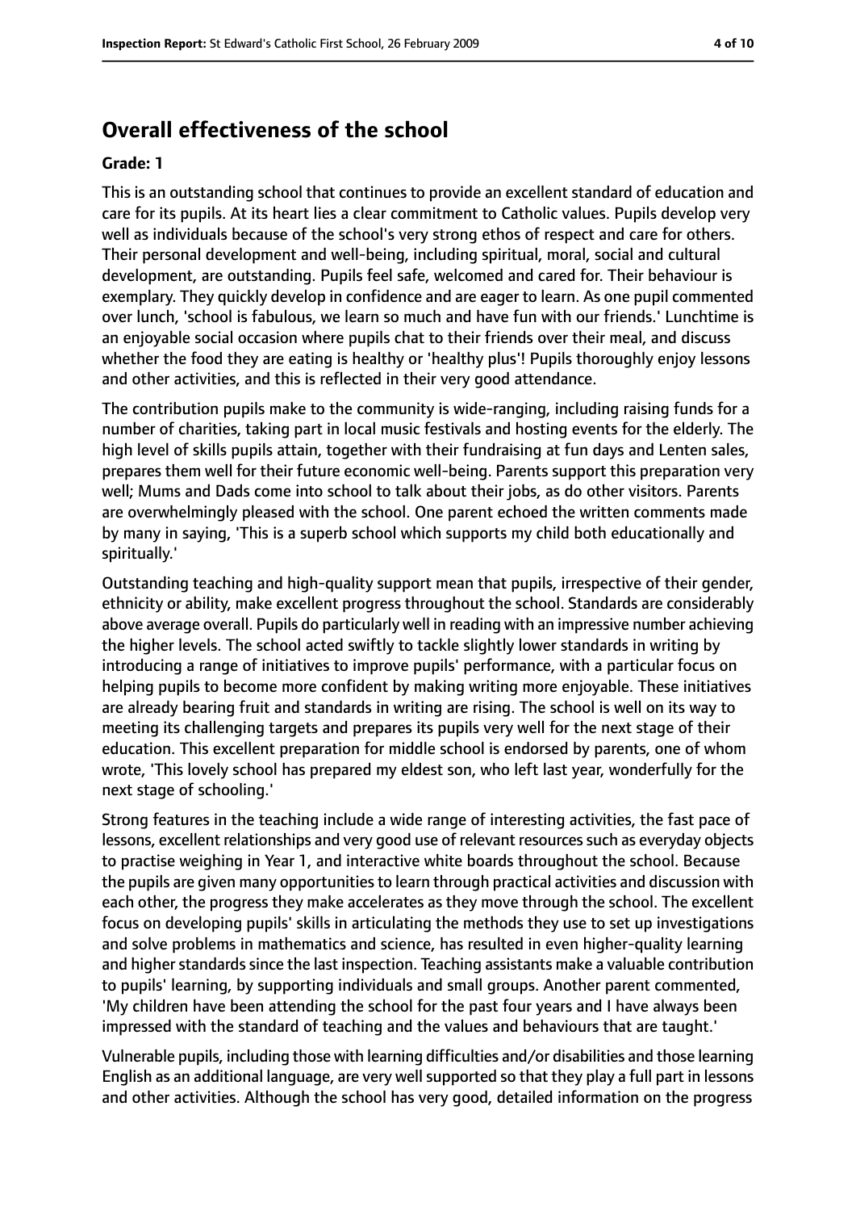## Overall effectiveness of the school

**Grade: 1**

This is an outstanding school that continues to provide an excellent standard of education and care for its pupils. At its heart lies a clear commitment to Catholic values. Pupils develop very well as individuals because of the school's very strong ethos of respect and care for others. Their personal development and well-being, including spiritual, moral, social and cultural development, are outstanding. Pupils feel safe, welcomed and cared for. Their behaviour is exemplary. They quickly develop in confidence and are eager to learn. As one pupil commented over lunch, 'school is fabulous, we learn so much and have fun with our friends.' Lunchtime is an enjoyable social occasion where pupils chat to their friends over their meal, and discuss whether the food they are eating is healthy or 'healthy plus'! Pupils thoroughly enjoy lessons and other activities, and this is reflected in their very good attendance.

The contribution pupils make to the community is wide-ranging, including raising funds for a number of charities, taking part in local music festivals and hosting events for the elderly. The high level of skills pupils attain, together with their fundraising at fun days and Lenten sales, prepares them well for their future economic well-being. Parents support this preparation very well; Mums and Dads come into school to talk about their jobs, as do other visitors. Parents are overwhelmingly pleased with the school. One parent echoed the written comments made by many in saying, 'This is a superb school which supports my child both educationally and spiritually.'

Outstanding teaching and high-quality support mean that pupils, irrespective of their gender, ethnicity or ability, make excellent progress throughout the school. Standards are considerably above average overall. Pupils do particularly well in reading with an impressive number achieving the higher levels. The school acted swiftly to tackle slightly lower standards in writing by introducing a range of initiatives to improve pupils' performance, with a particular focus on helping pupils to become more confident by making writing more enjoyable. These initiatives are already bearing fruit and standards in writing are rising. The school is well on its way to meeting its challenging targets and prepares its pupils very well for the next stage of their education. This excellent preparation for middle school is endorsed by parents, one of whom wrote, 'This lovely school has prepared my eldest son, who left last year, wonderfully for the next stage of schooling.'

Strong features in the teaching include a wide range of interesting activities, the fast pace of lessons, excellent relationships and very good use of relevant resources such as everyday objects to practise weighing in Year 1, and interactive white boards throughout the school. Because the pupils are given many opportunities to learn through practical activities and discussion with each other, the progress they make accelerates as they move through the school. The excellent focus on developing pupils' skills in articulating the methods they use to set up investigations and solve problems in mathematics and science, has resulted in even higher-quality learning and higher standards since the last inspection. Teaching assistants make a valuable contribution to pupils' learning, by supporting individuals and small groups. Another parent commented, 'My children have been attending the school for the past four years and I have always been impressed with the standard of teaching and the values and behaviours that are taught.'

Vulnerable pupils, including those with learning difficulties and/or disabilities and those learning English as an additional language, are very well supported so that they play a full part in lessons and other activities. Although the school has very good, detailed information on the progress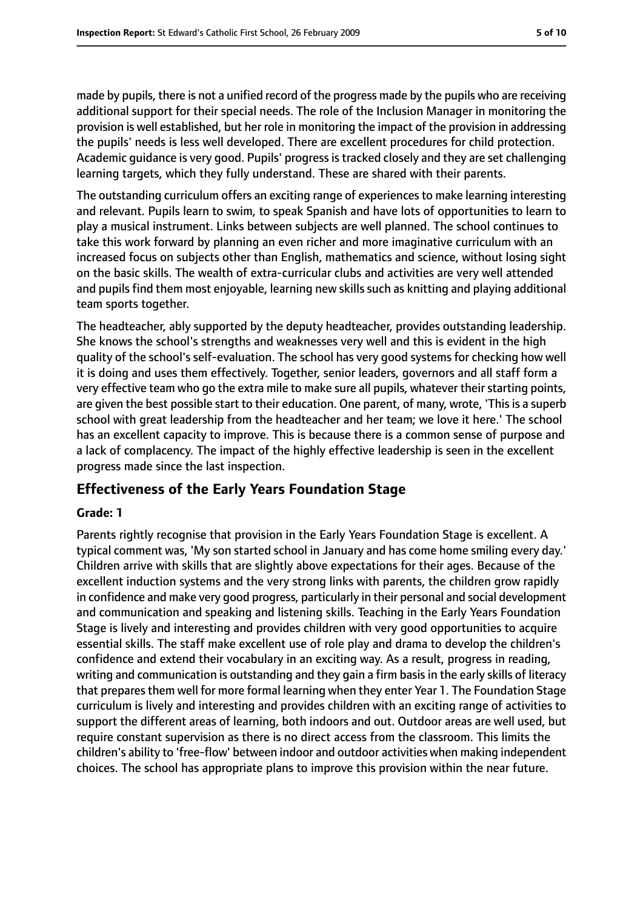made by pupils, there is not a unified record of the progress made by the pupils who are receiving additional support for their special needs. The role of the Inclusion Manager in monitoring the provision is well established, but her role in monitoring the impact of the provision in addressing the pupils' needs is less well developed. There are excellent procedures for child protection. Academic guidance is very good. Pupils' progress is tracked closely and they are set challenging learning targets, which they fully understand. These are shared with their parents.

The outstanding curriculum offers an exciting range of experiences to make learning interesting and relevant. Pupils learn to swim, to speak Spanish and have lots of opportunities to learn to play a musical instrument. Links between subjects are well planned. The school continues to take this work forward by planning an even richer and more imaginative curriculum with an increased focus on subjects other than English, mathematics and science, without losing sight on the basic skills. The wealth of extra-curricular clubs and activities are very well attended and pupils find them most enjoyable, learning new skills such as knitting and playing additional team sports together.

The headteacher, ably supported by the deputy headteacher, provides outstanding leadership. She knows the school's strengths and weaknesses very well and this is evident in the high quality of the school's self-evaluation. The school has very good systems for checking how well it is doing and uses them effectively. Together, senior leaders, governors and all staff form a very effective team who go the extra mile to make sure all pupils, whatever their starting points, are given the best possible start to their education. One parent, of many, wrote, 'This is a superb school with great leadership from the headteacher and her team; we love it here.' The school has an excellent capacity to improve. This is because there is a common sense of purpose and a lack of complacency. The impact of the highly effective leadership is seen in the excellent progress made since the last inspection.

## Effectiveness of the Early Years Foundation Stage

**Grade: 1**

Parents rightly recognise that provision in the Early Years Foundation Stage is excellent. A typical comment was, 'My son started school in January and has come home smiling every day.' Children arrive with skills that are slightly above expectations for their ages. Because of the excellent induction systems and the very strong links with parents, the children grow rapidly in confidence and make very good progress, particularly in their personal and social development and communication and speaking and listening skills. Teaching in the Early Years Foundation Stage is lively and interesting and provides children with very good opportunities to acquire essential skills. The staff make excellent use of role play and drama to develop the children's confidence and extend their vocabulary in an exciting way. As a result, progress in reading, writing and communication is outstanding and they gain a firm basis in the early skills of literacy that prepares them well for more formal learning when they enter Year 1. The Foundation Stage curriculum is lively and interesting and provides children with an exciting range of activities to support the different areas of learning, both indoors and out. Outdoor areas are well used, but require constant supervision as there is no direct access from the classroom. This limits the children's ability to 'free-flow' between indoor and outdoor activities when making independent choices. The school has appropriate plans to improve this provision within the near future.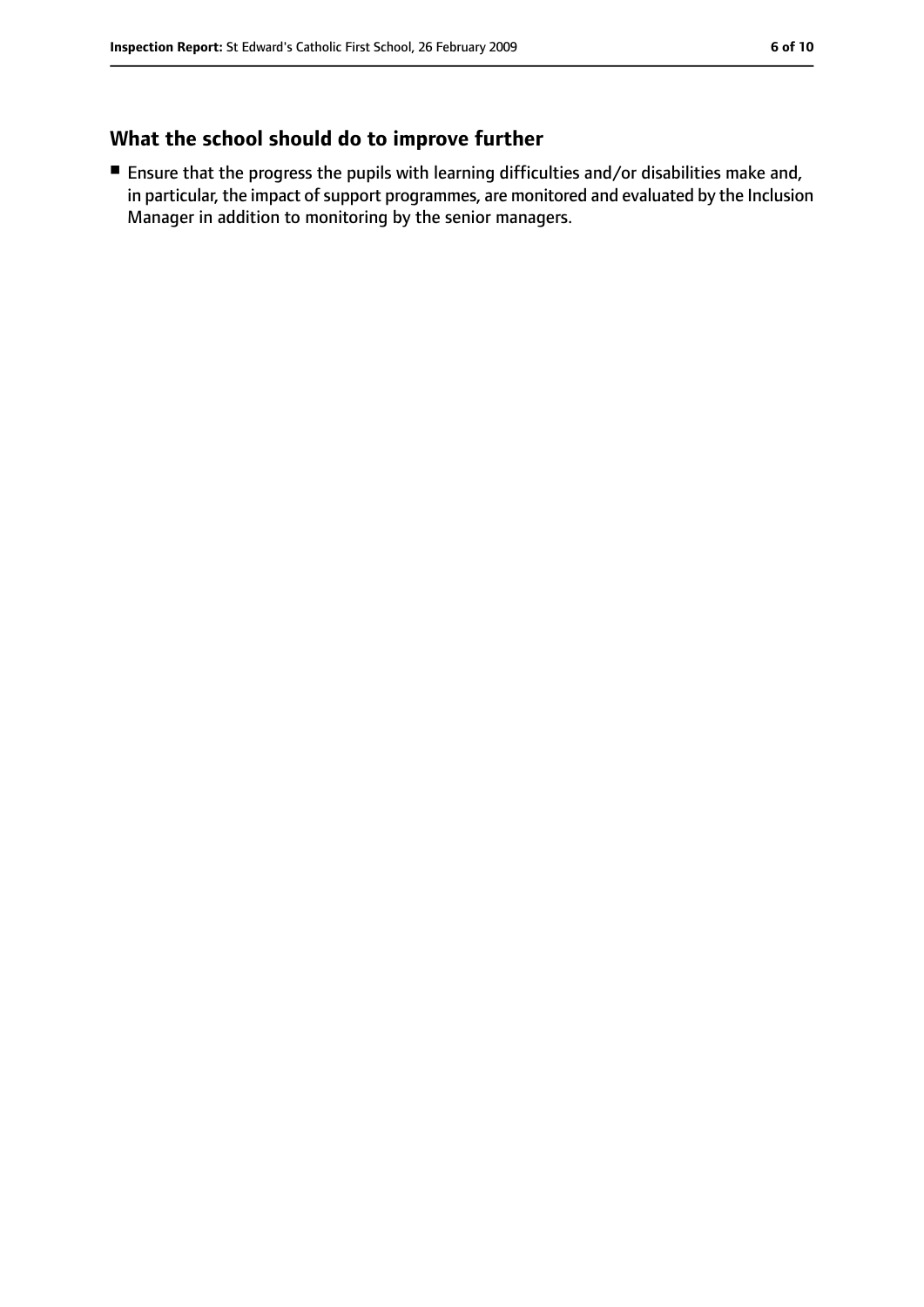## What the school should do to improve further

- Ensure that the progress the pupils with learning difficulties and/or disabilities make and, in particular, the impact of support programmes, are monitored and evaluated by the Inclusion Manager in addition to monitoring by the senior managers.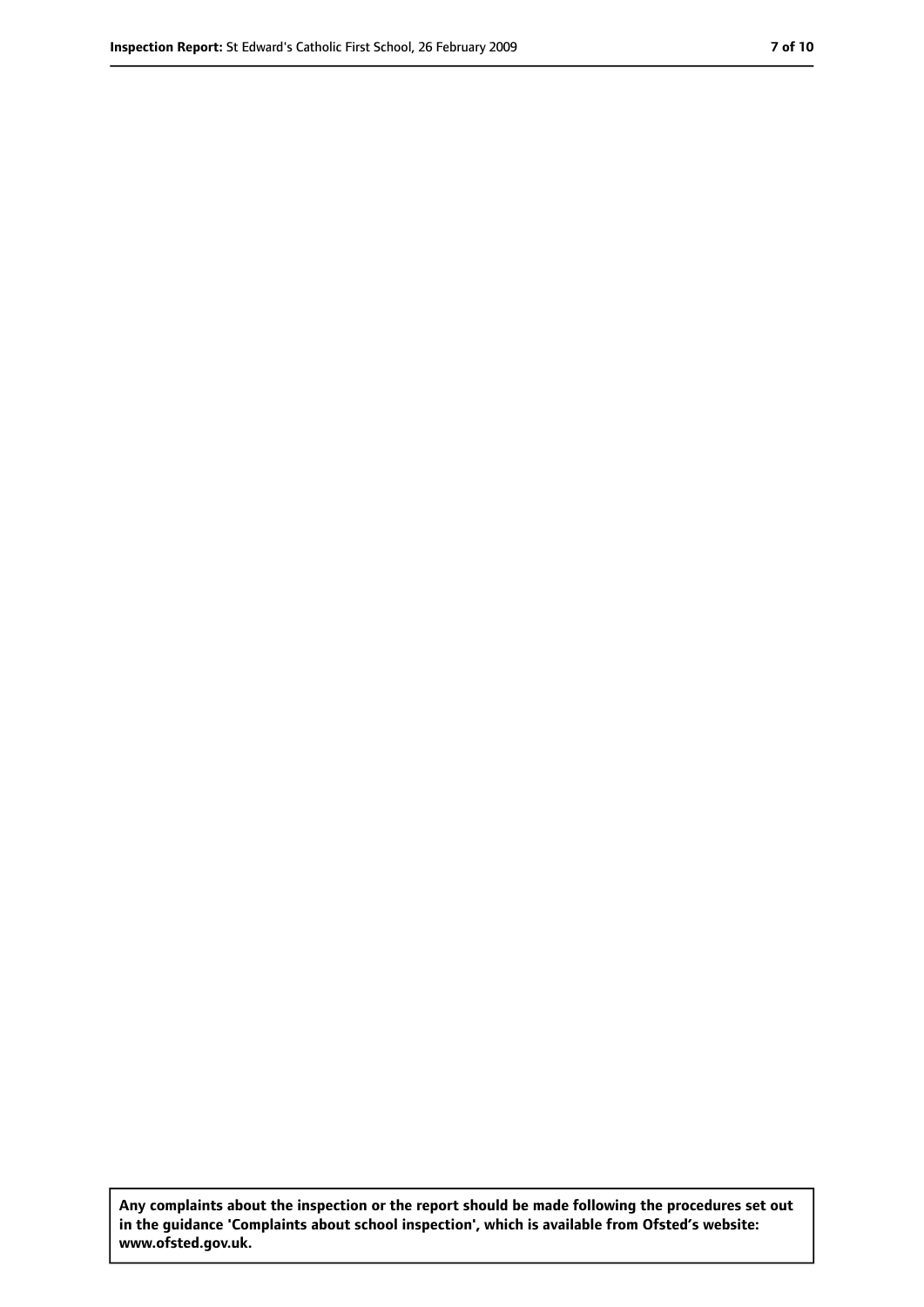**Any complaints about the inspection or the report should be made following the procedures set out in the guidance 'Complaints about school inspection', which is available from Ofsted's website: www.ofsted.gov.uk.**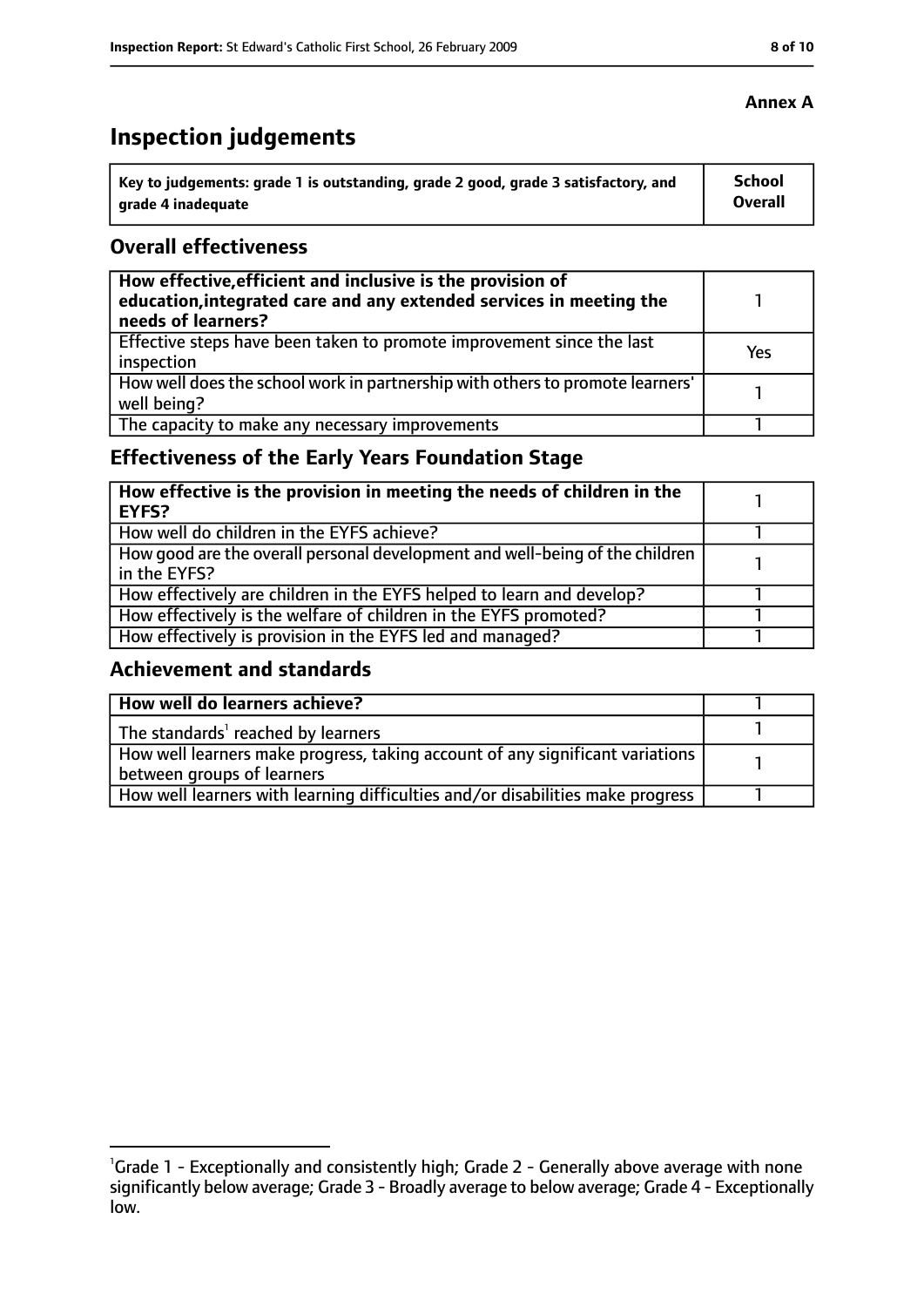**Annex A**

# Inspection judgements

| Key to judgements: grade 1 is outstanding, grade 2 good, grade 3 satisfactory, and grade 4 inadequate | School Overall |
|---|---|

## Overall effectiveness

| | |
|---|---|
| **How effective, efficient and inclusive is the provision of education, integrated care and any extended services in meeting the needs of learners?** | 1 |
| Effective steps have been taken to promote improvement since the last inspection | Yes |
| How well does the school work in partnership with others to promote learners' well being? | 1 |
| The capacity to make any necessary improvements | 1 |

## Effectiveness of the Early Years Foundation Stage

| | |
|---|---|
| **How effective is the provision in meeting the needs of children in the EYFS?** | 1 |
| How well do children in the EYFS achieve? | 1 |
| How good are the overall personal development and well-being of the children in the EYFS? | 1 |
| How effectively are children in the EYFS helped to learn and develop? | 1 |
| How effectively is the welfare of children in the EYFS promoted? | 1 |
| How effectively is provision in the EYFS led and managed? | 1 |

## Achievement and standards

| | |
|---|---|
| **How well do learners achieve?** | 1 |
| The standards[1] reached by learners | 1 |
| How well learners make progress, taking account of any significant variations between groups of learners | 1 |
| How well learners with learning difficulties and/or disabilities make progress | 1 |

[1]Grade 1 - Exceptionally and consistently high; Grade 2 - Generally above average with none significantly below average; Grade 3 - Broadly average to below average; Grade 4 - Exceptionally low.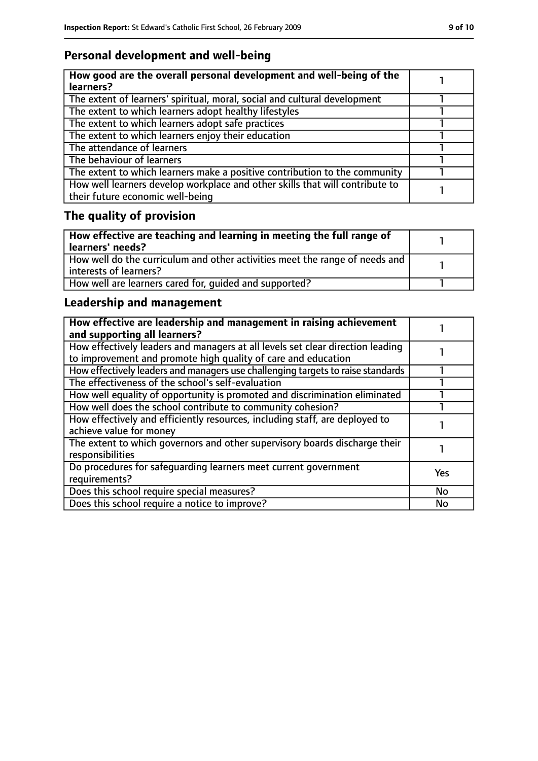## Personal development and well-being

| **How good are the overall personal development and well-being of the learners?** | 1 |
|---|---|
| The extent of learners' spiritual, moral, social and cultural development | 1 |
| The extent to which learners adopt healthy lifestyles | 1 |
| The extent to which learners adopt safe practices | 1 |
| The extent to which learners enjoy their education | 1 |
| The attendance of learners | 1 |
| The behaviour of learners | 1 |
| The extent to which learners make a positive contribution to the community | 1 |
| How well learners develop workplace and other skills that will contribute to their future economic well-being | 1 |

## The quality of provision

| **How effective are teaching and learning in meeting the full range of learners' needs?** | 1 |
|---|---|
| How well do the curriculum and other activities meet the range of needs and interests of learners? | 1 |
| How well are learners cared for, guided and supported? | 1 |

## Leadership and management

| **How effective are leadership and management in raising achievement and supporting all learners?** | 1 |
|---|---|
| How effectively leaders and managers at all levels set clear direction leading to improvement and promote high quality of care and education | 1 |
| How effectively leaders and managers use challenging targets to raise standards | 1 |
| The effectiveness of the school's self-evaluation | 1 |
| How well equality of opportunity is promoted and discrimination eliminated | 1 |
| How well does the school contribute to community cohesion? | 1 |
| How effectively and efficiently resources, including staff, are deployed to achieve value for money | 1 |
| The extent to which governors and other supervisory boards discharge their responsibilities | 1 |
| Do procedures for safeguarding learners meet current government requirements? | Yes |
| Does this school require special measures? | No |
| Does this school require a notice to improve? | No |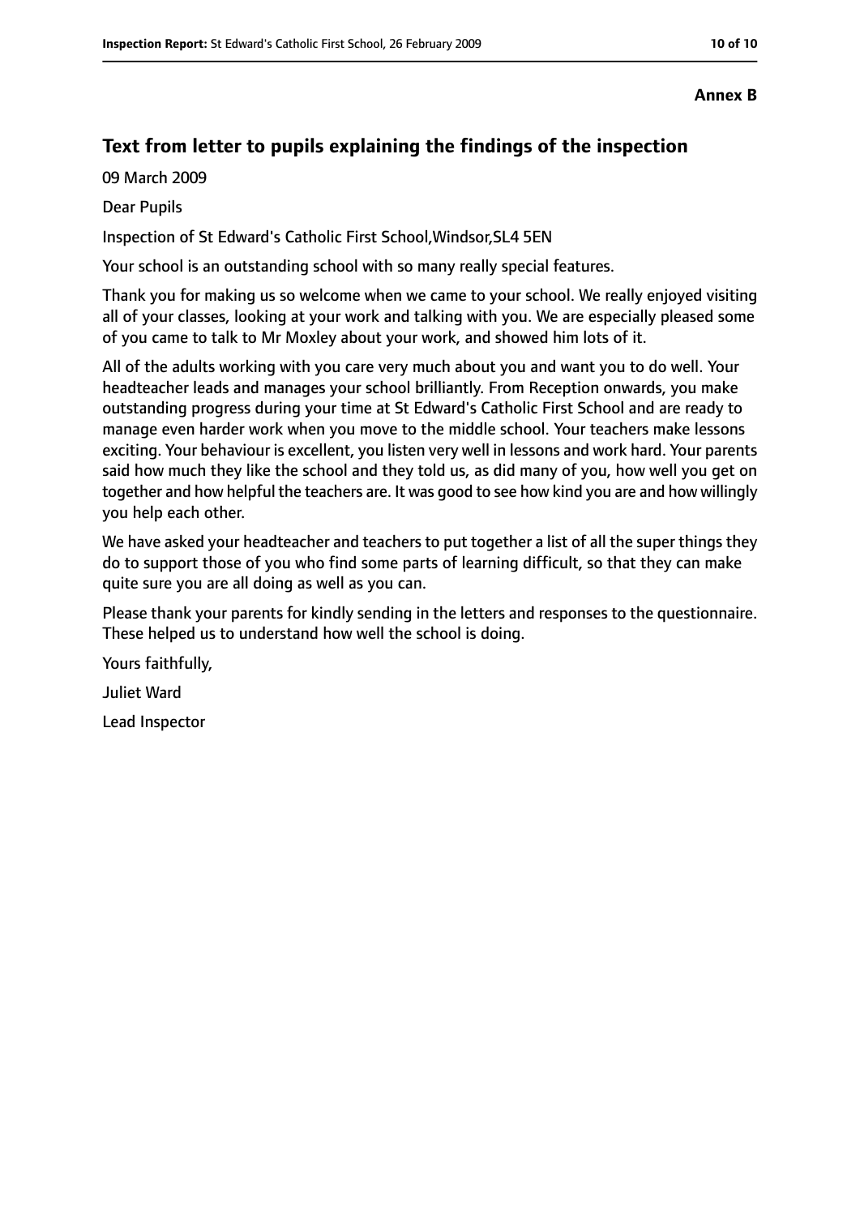**Annex B**

## Text from letter to pupils explaining the findings of the inspection

09 March 2009

Dear Pupils

Inspection of St Edward's Catholic First School,Windsor,SL4 5EN

Your school is an outstanding school with so many really special features.

Thank you for making us so welcome when we came to your school. We really enjoyed visiting all of your classes, looking at your work and talking with you. We are especially pleased some of you came to talk to Mr Moxley about your work, and showed him lots of it.

All of the adults working with you care very much about you and want you to do well. Your headteacher leads and manages your school brilliantly. From Reception onwards, you make outstanding progress during your time at St Edward's Catholic First School and are ready to manage even harder work when you move to the middle school. Your teachers make lessons exciting. Your behaviour is excellent, you listen very well in lessons and work hard. Your parents said how much they like the school and they told us, as did many of you, how well you get on together and how helpful the teachers are. It was good to see how kind you are and how willingly you help each other.

We have asked your headteacher and teachers to put together a list of all the super things they do to support those of you who find some parts of learning difficult, so that they can make quite sure you are all doing as well as you can.

Please thank your parents for kindly sending in the letters and responses to the questionnaire. These helped us to understand how well the school is doing.

Yours faithfully,

Juliet Ward

Lead Inspector